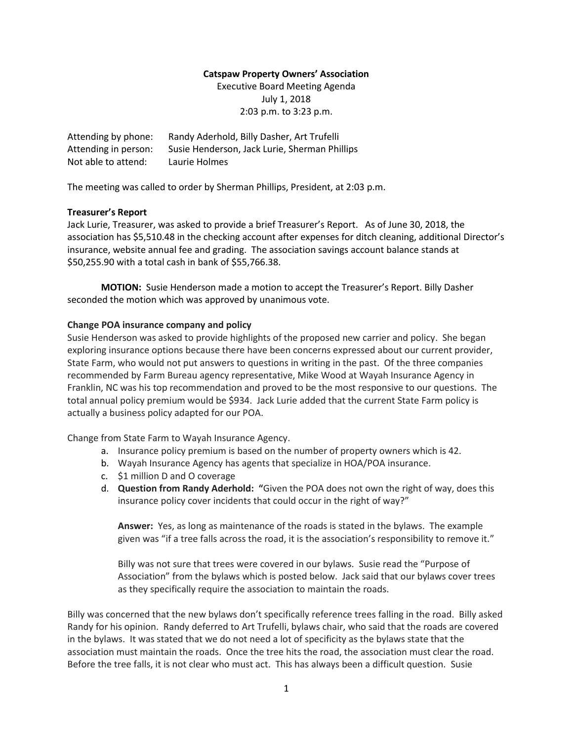**Catspaw Property Owners' Association**

Executive Board Meeting Agenda
July 1, 2018
2:03 p.m. to 3:23 p.m.

Attending by phone: Randy Aderhold, Billy Dasher, Art Trufelli
Attending in person: Susie Henderson, Jack Lurie, Sherman Phillips
Not able to attend: Laurie Holmes

The meeting was called to order by Sherman Phillips, President, at 2:03 p.m.

**Treasurer's Report**

Jack Lurie, Treasurer, was asked to provide a brief Treasurer's Report. As of June 30, 2018, the association has $5,510.48 in the checking account after expenses for ditch cleaning, additional Director's insurance, website annual fee and grading. The association savings account balance stands at $50,255.90 with a total cash in bank of $55,766.38.

**MOTION:** Susie Henderson made a motion to accept the Treasurer's Report. Billy Dasher seconded the motion which was approved by unanimous vote.

**Change POA insurance company and policy**

Susie Henderson was asked to provide highlights of the proposed new carrier and policy. She began exploring insurance options because there have been concerns expressed about our current provider, State Farm, who would not put answers to questions in writing in the past. Of the three companies recommended by Farm Bureau agency representative, Mike Wood at Wayah Insurance Agency in Franklin, NC was his top recommendation and proved to be the most responsive to our questions. The total annual policy premium would be $934. Jack Lurie added that the current State Farm policy is actually a business policy adapted for our POA.

Change from State Farm to Wayah Insurance Agency.

a. Insurance policy premium is based on the number of property owners which is 42.
b. Wayah Insurance Agency has agents that specialize in HOA/POA insurance.
c. $1 million D and O coverage
d. **Question from Randy Aderhold: "**Given the POA does not own the right of way, does this insurance policy cover incidents that could occur in the right of way?"

   **Answer:** Yes, as long as maintenance of the roads is stated in the bylaws. The example given was "if a tree falls across the road, it is the association's responsibility to remove it."

   Billy was not sure that trees were covered in our bylaws. Susie read the "Purpose of Association" from the bylaws which is posted below. Jack said that our bylaws cover trees as they specifically require the association to maintain the roads.

Billy was concerned that the new bylaws don't specifically reference trees falling in the road. Billy asked Randy for his opinion. Randy deferred to Art Trufelli, bylaws chair, who said that the roads are covered in the bylaws. It was stated that we do not need a lot of specificity as the bylaws state that the association must maintain the roads. Once the tree hits the road, the association must clear the road. Before the tree falls, it is not clear who must act. This has always been a difficult question. Susie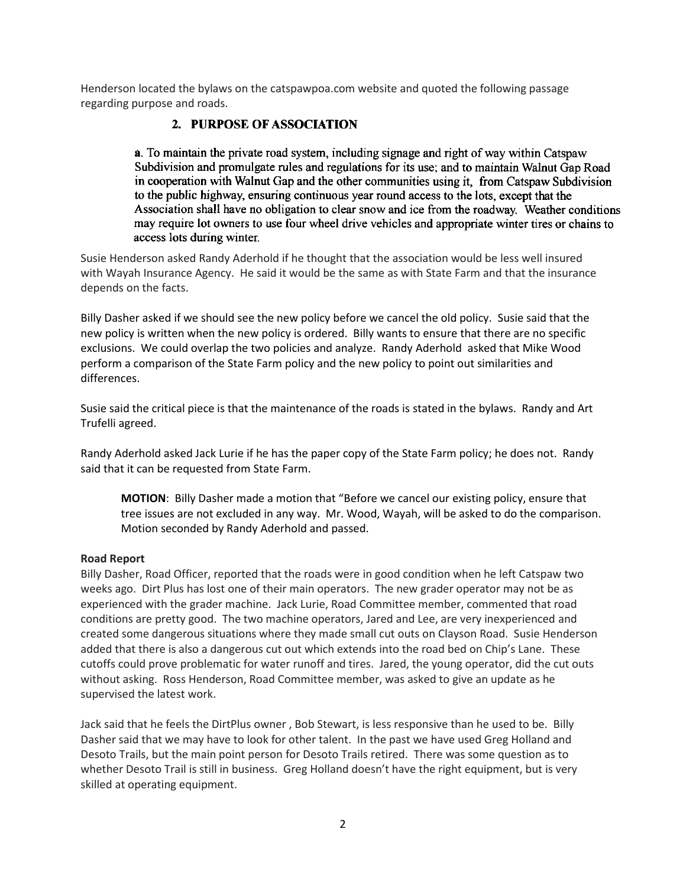Henderson located the bylaws on the catspawpoa.com website and quoted the following passage regarding purpose and roads.

## 2. PURPOSE OF ASSOCIATION

> **a**. To maintain the private road system, including signage and right of way within Catspaw Subdivision and promulgate rules and regulations for its use; and to maintain Walnut Gap Road in cooperation with Walnut Gap and the other communities using it, from Catspaw Subdivision to the public highway, ensuring continuous year round access to the lots, except that the Association shall have no obligation to clear snow and ice from the roadway. Weather conditions may require lot owners to use four wheel drive vehicles and appropriate winter tires or chains to access lots during winter.

Susie Henderson asked Randy Aderhold if he thought that the association would be less well insured with Wayah Insurance Agency. He said it would be the same as with State Farm and that the insurance depends on the facts.

Billy Dasher asked if we should see the new policy before we cancel the old policy. Susie said that the new policy is written when the new policy is ordered. Billy wants to ensure that there are no specific exclusions. We could overlap the two policies and analyze. Randy Aderhold asked that Mike Wood perform a comparison of the State Farm policy and the new policy to point out similarities and differences.

Susie said the critical piece is that the maintenance of the roads is stated in the bylaws. Randy and Art Trufelli agreed.

Randy Aderhold asked Jack Lurie if he has the paper copy of the State Farm policy; he does not. Randy said that it can be requested from State Farm.

> **MOTION**: Billy Dasher made a motion that "Before we cancel our existing policy, ensure that tree issues are not excluded in any way. Mr. Wood, Wayah, will be asked to do the comparison. Motion seconded by Randy Aderhold and passed.

**Road Report**

Billy Dasher, Road Officer, reported that the roads were in good condition when he left Catspaw two weeks ago. Dirt Plus has lost one of their main operators. The new grader operator may not be as experienced with the grader machine. Jack Lurie, Road Committee member, commented that road conditions are pretty good. The two machine operators, Jared and Lee, are very inexperienced and created some dangerous situations where they made small cut outs on Clayson Road. Susie Henderson added that there is also a dangerous cut out which extends into the road bed on Chip's Lane. These cutoffs could prove problematic for water runoff and tires. Jared, the young operator, did the cut outs without asking. Ross Henderson, Road Committee member, was asked to give an update as he supervised the latest work.

Jack said that he feels the DirtPlus owner , Bob Stewart, is less responsive than he used to be. Billy Dasher said that we may have to look for other talent. In the past we have used Greg Holland and Desoto Trails, but the main point person for Desoto Trails retired. There was some question as to whether Desoto Trail is still in business. Greg Holland doesn't have the right equipment, but is very skilled at operating equipment.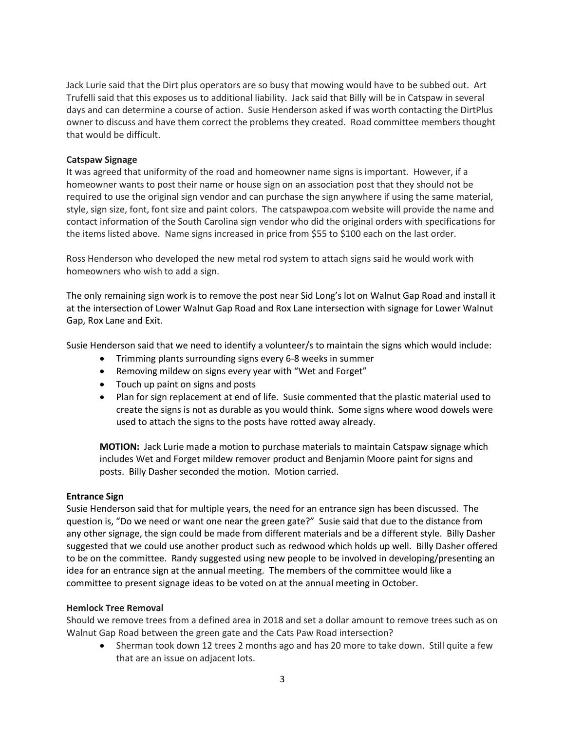Jack Lurie said that the Dirt plus operators are so busy that mowing would have to be subbed out. Art Trufelli said that this exposes us to additional liability. Jack said that Billy will be in Catspaw in several days and can determine a course of action. Susie Henderson asked if was worth contacting the DirtPlus owner to discuss and have them correct the problems they created. Road committee members thought that would be difficult.

**Catspaw Signage**

It was agreed that uniformity of the road and homeowner name signs is important. However, if a homeowner wants to post their name or house sign on an association post that they should not be required to use the original sign vendor and can purchase the sign anywhere if using the same material, style, sign size, font, font size and paint colors. The catspawpoa.com website will provide the name and contact information of the South Carolina sign vendor who did the original orders with specifications for the items listed above. Name signs increased in price from $55 to $100 each on the last order.

Ross Henderson who developed the new metal rod system to attach signs said he would work with homeowners who wish to add a sign.

The only remaining sign work is to remove the post near Sid Long's lot on Walnut Gap Road and install it at the intersection of Lower Walnut Gap Road and Rox Lane intersection with signage for Lower Walnut Gap, Rox Lane and Exit.

Susie Henderson said that we need to identify a volunteer/s to maintain the signs which would include:

- Trimming plants surrounding signs every 6-8 weeks in summer
- Removing mildew on signs every year with "Wet and Forget"
- Touch up paint on signs and posts
- Plan for sign replacement at end of life. Susie commented that the plastic material used to create the signs is not as durable as you would think. Some signs where wood dowels were used to attach the signs to the posts have rotted away already.

**MOTION:** Jack Lurie made a motion to purchase materials to maintain Catspaw signage which includes Wet and Forget mildew remover product and Benjamin Moore paint for signs and posts. Billy Dasher seconded the motion. Motion carried.

**Entrance Sign**

Susie Henderson said that for multiple years, the need for an entrance sign has been discussed. The question is, "Do we need or want one near the green gate?" Susie said that due to the distance from any other signage, the sign could be made from different materials and be a different style. Billy Dasher suggested that we could use another product such as redwood which holds up well. Billy Dasher offered to be on the committee. Randy suggested using new people to be involved in developing/presenting an idea for an entrance sign at the annual meeting. The members of the committee would like a committee to present signage ideas to be voted on at the annual meeting in October.

**Hemlock Tree Removal**

Should we remove trees from a defined area in 2018 and set a dollar amount to remove trees such as on Walnut Gap Road between the green gate and the Cats Paw Road intersection?

- Sherman took down 12 trees 2 months ago and has 20 more to take down. Still quite a few that are an issue on adjacent lots.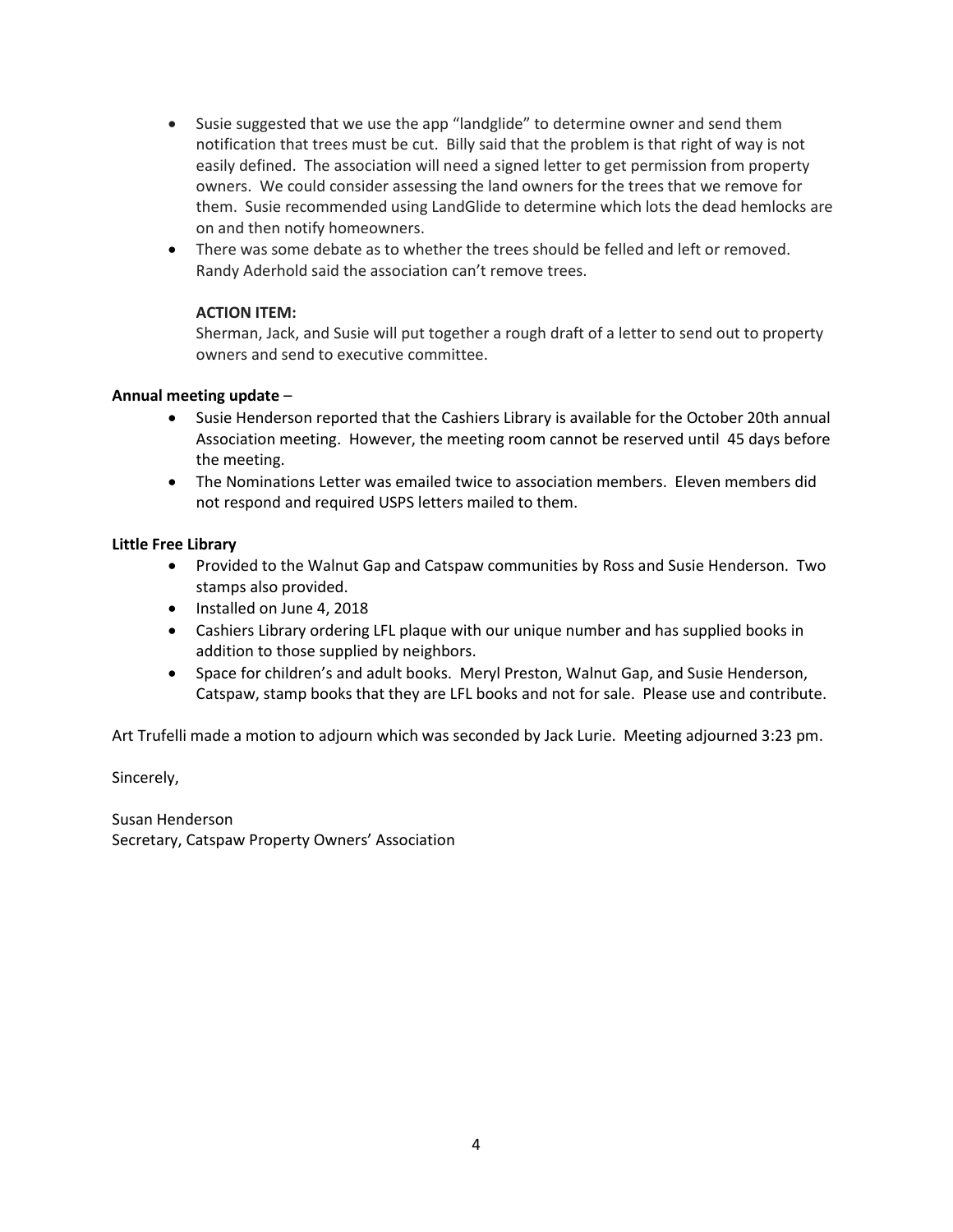- Susie suggested that we use the app "landglide" to determine owner and send them notification that trees must be cut. Billy said that the problem is that right of way is not easily defined. The association will need a signed letter to get permission from property owners. We could consider assessing the land owners for the trees that we remove for them. Susie recommended using LandGlide to determine which lots the dead hemlocks are on and then notify homeowners.
- There was some debate as to whether the trees should be felled and left or removed. Randy Aderhold said the association can't remove trees.

  **ACTION ITEM:**
  Sherman, Jack, and Susie will put together a rough draft of a letter to send out to property owners and send to executive committee.

**Annual meeting update** –

- Susie Henderson reported that the Cashiers Library is available for the October 20th annual Association meeting. However, the meeting room cannot be reserved until 45 days before the meeting.
- The Nominations Letter was emailed twice to association members. Eleven members did not respond and required USPS letters mailed to them.

**Little Free Library**

- Provided to the Walnut Gap and Catspaw communities by Ross and Susie Henderson. Two stamps also provided.
- Installed on June 4, 2018
- Cashiers Library ordering LFL plaque with our unique number and has supplied books in addition to those supplied by neighbors.
- Space for children's and adult books. Meryl Preston, Walnut Gap, and Susie Henderson, Catspaw, stamp books that they are LFL books and not for sale. Please use and contribute.

Art Trufelli made a motion to adjourn which was seconded by Jack Lurie. Meeting adjourned 3:23 pm.

Sincerely,

Susan Henderson
Secretary, Catspaw Property Owners' Association